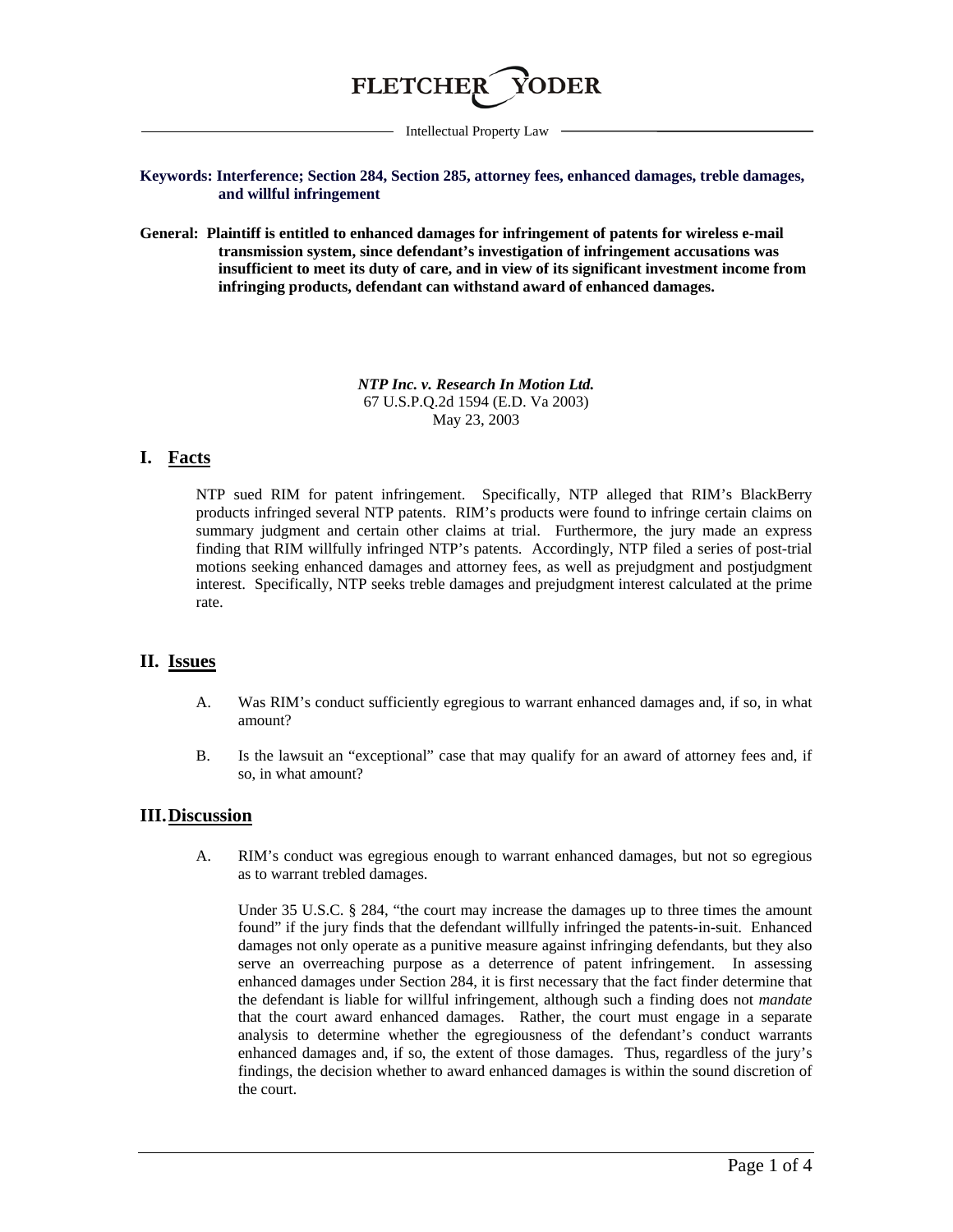# FLETCHER YODER

Intellectual Property Law

**Keywords: Interference; Section 284, Section 285, attorney fees, enhanced damages, treble damages, and willful infringement**

**General: Plaintiff is entitled to enhanced damages for infringement of patents for wireless e-mail transmission system, since defendant's investigation of infringement accusations was insufficient to meet its duty of care, and in view of its significant investment income from infringing products, defendant can withstand award of enhanced damages.**

***NTP Inc. v. Research In Motion Ltd.***
67 U.S.P.Q.2d 1594 (E.D. Va 2003)
May 23, 2003

## I. Facts

NTP sued RIM for patent infringement. Specifically, NTP alleged that RIM's BlackBerry products infringed several NTP patents. RIM's products were found to infringe certain claims on summary judgment and certain other claims at trial. Furthermore, the jury made an express finding that RIM willfully infringed NTP's patents. Accordingly, NTP filed a series of post-trial motions seeking enhanced damages and attorney fees, as well as prejudgment and postjudgment interest. Specifically, NTP seeks treble damages and prejudgment interest calculated at the prime rate.

## II. Issues

A. Was RIM's conduct sufficiently egregious to warrant enhanced damages and, if so, in what amount?

B. Is the lawsuit an "exceptional" case that may qualify for an award of attorney fees and, if so, in what amount?

## III. Discussion

A. RIM's conduct was egregious enough to warrant enhanced damages, but not so egregious as to warrant trebled damages.

Under 35 U.S.C. § 284, "the court may increase the damages up to three times the amount found" if the jury finds that the defendant willfully infringed the patents-in-suit. Enhanced damages not only operate as a punitive measure against infringing defendants, but they also serve an overreaching purpose as a deterrence of patent infringement. In assessing enhanced damages under Section 284, it is first necessary that the fact finder determine that the defendant is liable for willful infringement, although such a finding does not *mandate* that the court award enhanced damages. Rather, the court must engage in a separate analysis to determine whether the egregiousness of the defendant's conduct warrants enhanced damages and, if so, the extent of those damages. Thus, regardless of the jury's findings, the decision whether to award enhanced damages is within the sound discretion of the court.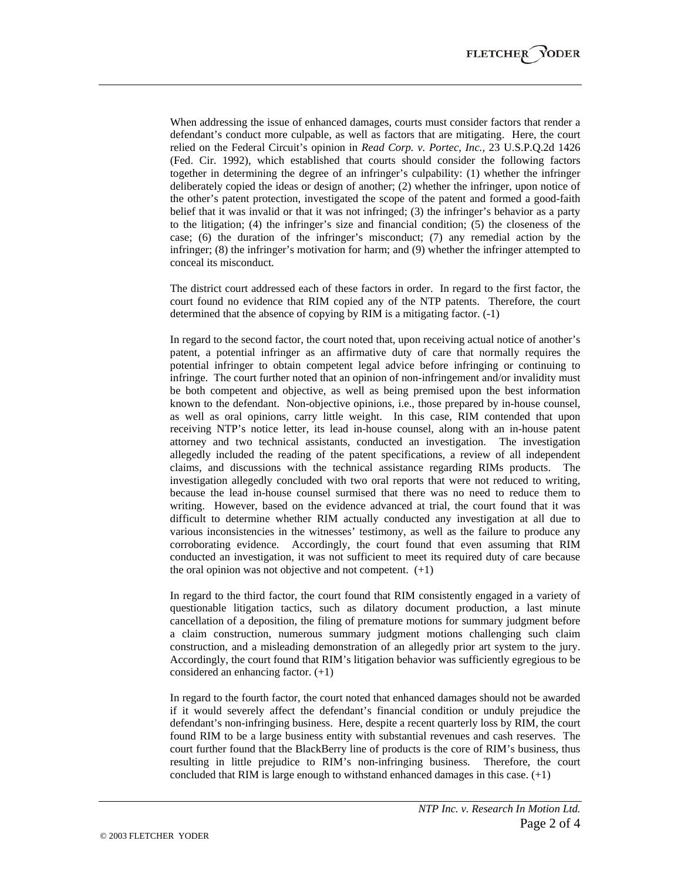When addressing the issue of enhanced damages, courts must consider factors that render a defendant's conduct more culpable, as well as factors that are mitigating. Here, the court relied on the Federal Circuit's opinion in *Read Corp. v. Portec, Inc.*, 23 U.S.P.Q.2d 1426 (Fed. Cir. 1992), which established that courts should consider the following factors together in determining the degree of an infringer's culpability: (1) whether the infringer deliberately copied the ideas or design of another; (2) whether the infringer, upon notice of the other's patent protection, investigated the scope of the patent and formed a good-faith belief that it was invalid or that it was not infringed; (3) the infringer's behavior as a party to the litigation; (4) the infringer's size and financial condition; (5) the closeness of the case; (6) the duration of the infringer's misconduct; (7) any remedial action by the infringer; (8) the infringer's motivation for harm; and (9) whether the infringer attempted to conceal its misconduct.

The district court addressed each of these factors in order. In regard to the first factor, the court found no evidence that RIM copied any of the NTP patents. Therefore, the court determined that the absence of copying by RIM is a mitigating factor. (-1)

In regard to the second factor, the court noted that, upon receiving actual notice of another's patent, a potential infringer as an affirmative duty of care that normally requires the potential infringer to obtain competent legal advice before infringing or continuing to infringe. The court further noted that an opinion of non-infringement and/or invalidity must be both competent and objective, as well as being premised upon the best information known to the defendant. Non-objective opinions, i.e., those prepared by in-house counsel, as well as oral opinions, carry little weight. In this case, RIM contended that upon receiving NTP's notice letter, its lead in-house counsel, along with an in-house patent attorney and two technical assistants, conducted an investigation. The investigation allegedly included the reading of the patent specifications, a review of all independent claims, and discussions with the technical assistance regarding RIMs products. The investigation allegedly concluded with two oral reports that were not reduced to writing, because the lead in-house counsel surmised that there was no need to reduce them to writing. However, based on the evidence advanced at trial, the court found that it was difficult to determine whether RIM actually conducted any investigation at all due to various inconsistencies in the witnesses' testimony, as well as the failure to produce any corroborating evidence. Accordingly, the court found that even assuming that RIM conducted an investigation, it was not sufficient to meet its required duty of care because the oral opinion was not objective and not competent. (+1)

In regard to the third factor, the court found that RIM consistently engaged in a variety of questionable litigation tactics, such as dilatory document production, a last minute cancellation of a deposition, the filing of premature motions for summary judgment before a claim construction, numerous summary judgment motions challenging such claim construction, and a misleading demonstration of an allegedly prior art system to the jury. Accordingly, the court found that RIM's litigation behavior was sufficiently egregious to be considered an enhancing factor. (+1)

In regard to the fourth factor, the court noted that enhanced damages should not be awarded if it would severely affect the defendant's financial condition or unduly prejudice the defendant's non-infringing business. Here, despite a recent quarterly loss by RIM, the court found RIM to be a large business entity with substantial revenues and cash reserves. The court further found that the BlackBerry line of products is the core of RIM's business, thus resulting in little prejudice to RIM's non-infringing business. Therefore, the court concluded that RIM is large enough to withstand enhanced damages in this case. (+1)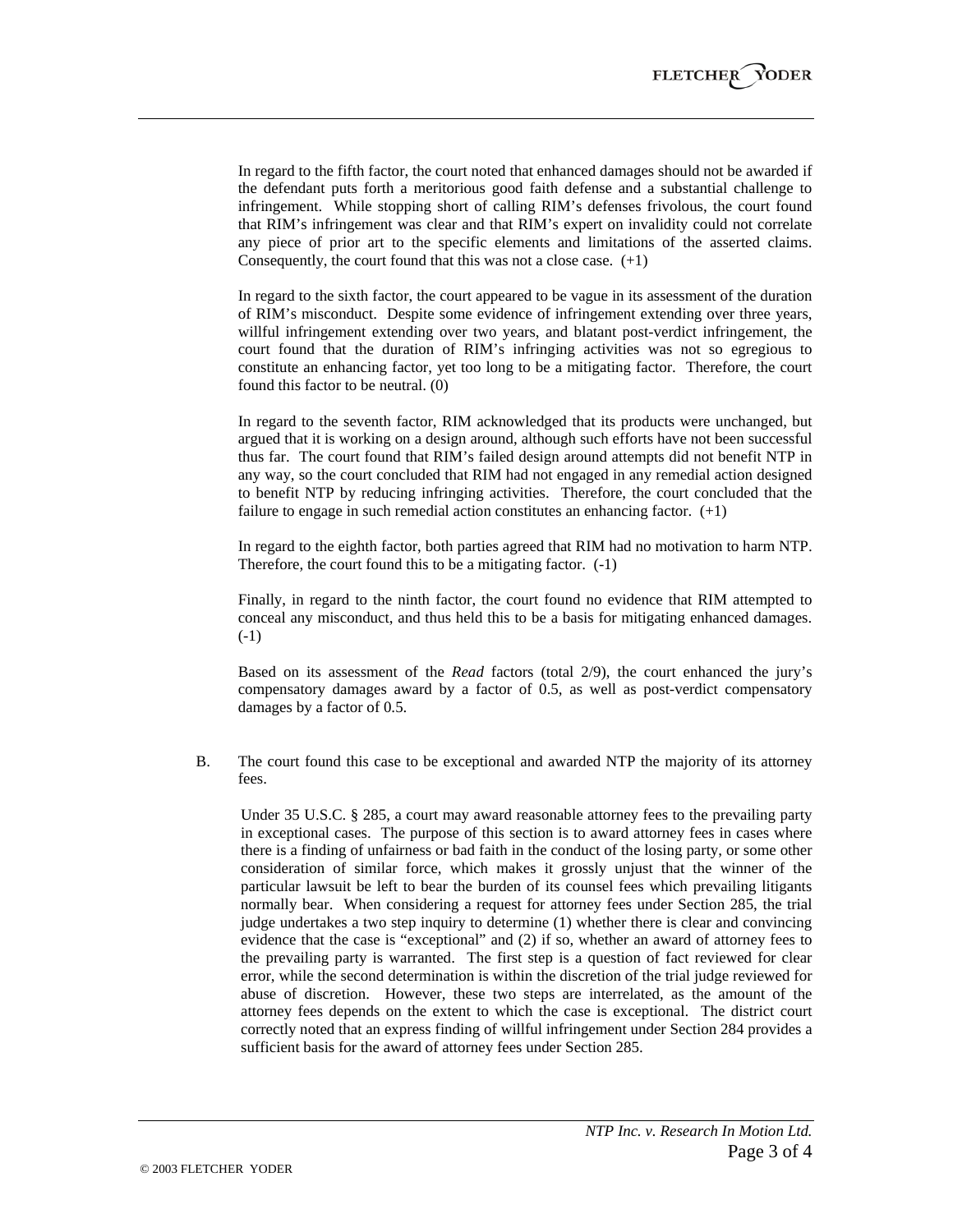In regard to the fifth factor, the court noted that enhanced damages should not be awarded if the defendant puts forth a meritorious good faith defense and a substantial challenge to infringement. While stopping short of calling RIM's defenses frivolous, the court found that RIM's infringement was clear and that RIM's expert on invalidity could not correlate any piece of prior art to the specific elements and limitations of the asserted claims. Consequently, the court found that this was not a close case. (+1)

In regard to the sixth factor, the court appeared to be vague in its assessment of the duration of RIM's misconduct. Despite some evidence of infringement extending over three years, willful infringement extending over two years, and blatant post-verdict infringement, the court found that the duration of RIM's infringing activities was not so egregious to constitute an enhancing factor, yet too long to be a mitigating factor. Therefore, the court found this factor to be neutral. (0)

In regard to the seventh factor, RIM acknowledged that its products were unchanged, but argued that it is working on a design around, although such efforts have not been successful thus far. The court found that RIM's failed design around attempts did not benefit NTP in any way, so the court concluded that RIM had not engaged in any remedial action designed to benefit NTP by reducing infringing activities. Therefore, the court concluded that the failure to engage in such remedial action constitutes an enhancing factor. (+1)

In regard to the eighth factor, both parties agreed that RIM had no motivation to harm NTP. Therefore, the court found this to be a mitigating factor. (-1)

Finally, in regard to the ninth factor, the court found no evidence that RIM attempted to conceal any misconduct, and thus held this to be a basis for mitigating enhanced damages. (-1)

Based on its assessment of the *Read* factors (total 2/9), the court enhanced the jury's compensatory damages award by a factor of 0.5, as well as post-verdict compensatory damages by a factor of 0.5.

B. The court found this case to be exceptional and awarded NTP the majority of its attorney fees.

Under 35 U.S.C. § 285, a court may award reasonable attorney fees to the prevailing party in exceptional cases. The purpose of this section is to award attorney fees in cases where there is a finding of unfairness or bad faith in the conduct of the losing party, or some other consideration of similar force, which makes it grossly unjust that the winner of the particular lawsuit be left to bear the burden of its counsel fees which prevailing litigants normally bear. When considering a request for attorney fees under Section 285, the trial judge undertakes a two step inquiry to determine (1) whether there is clear and convincing evidence that the case is "exceptional" and (2) if so, whether an award of attorney fees to the prevailing party is warranted. The first step is a question of fact reviewed for clear error, while the second determination is within the discretion of the trial judge reviewed for abuse of discretion. However, these two steps are interrelated, as the amount of the attorney fees depends on the extent to which the case is exceptional. The district court correctly noted that an express finding of willful infringement under Section 284 provides a sufficient basis for the award of attorney fees under Section 285.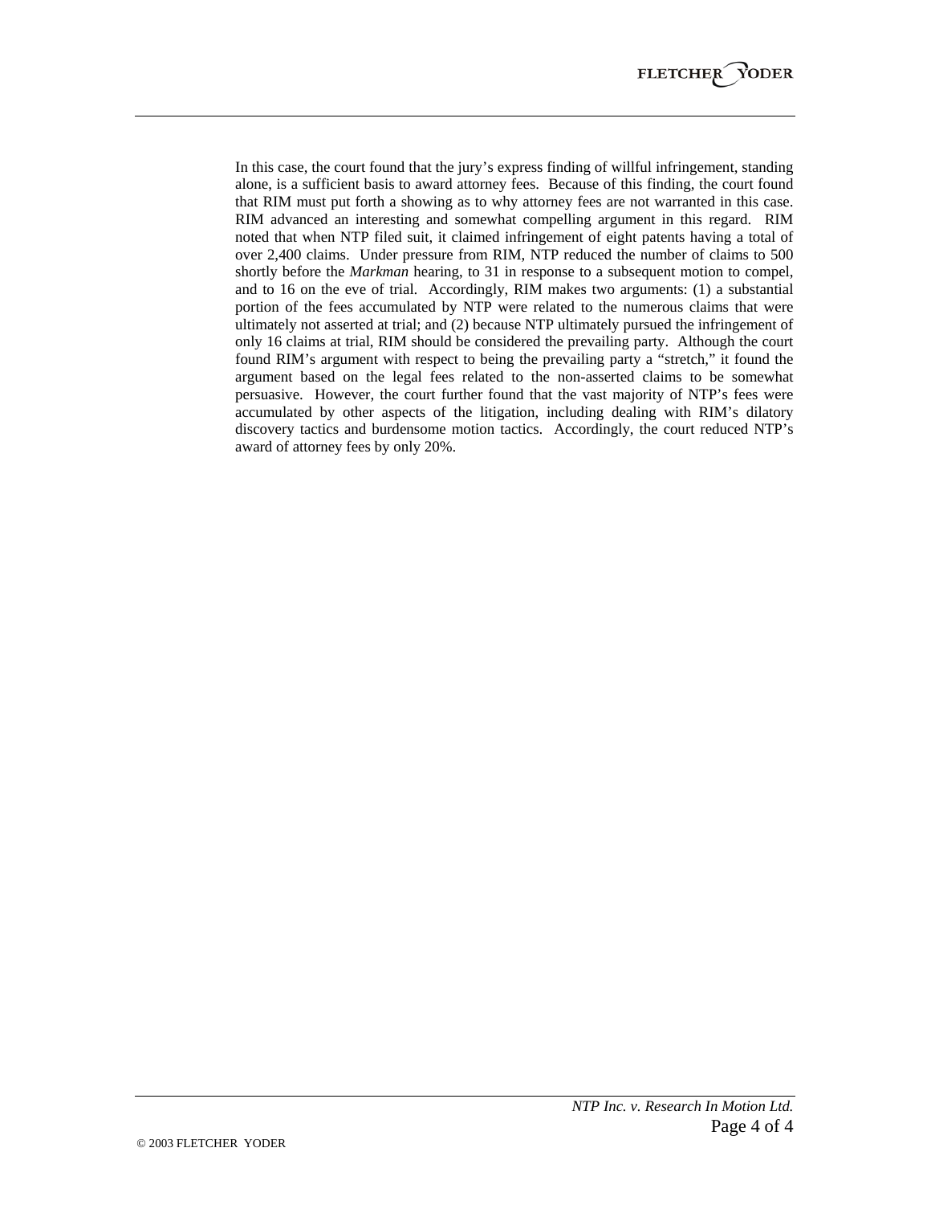In this case, the court found that the jury's express finding of willful infringement, standing alone, is a sufficient basis to award attorney fees. Because of this finding, the court found that RIM must put forth a showing as to why attorney fees are not warranted in this case. RIM advanced an interesting and somewhat compelling argument in this regard. RIM noted that when NTP filed suit, it claimed infringement of eight patents having a total of over 2,400 claims. Under pressure from RIM, NTP reduced the number of claims to 500 shortly before the *Markman* hearing, to 31 in response to a subsequent motion to compel, and to 16 on the eve of trial. Accordingly, RIM makes two arguments: (1) a substantial portion of the fees accumulated by NTP were related to the numerous claims that were ultimately not asserted at trial; and (2) because NTP ultimately pursued the infringement of only 16 claims at trial, RIM should be considered the prevailing party. Although the court found RIM's argument with respect to being the prevailing party a "stretch," it found the argument based on the legal fees related to the non-asserted claims to be somewhat persuasive. However, the court further found that the vast majority of NTP's fees were accumulated by other aspects of the litigation, including dealing with RIM's dilatory discovery tactics and burdensome motion tactics. Accordingly, the court reduced NTP's award of attorney fees by only 20%.